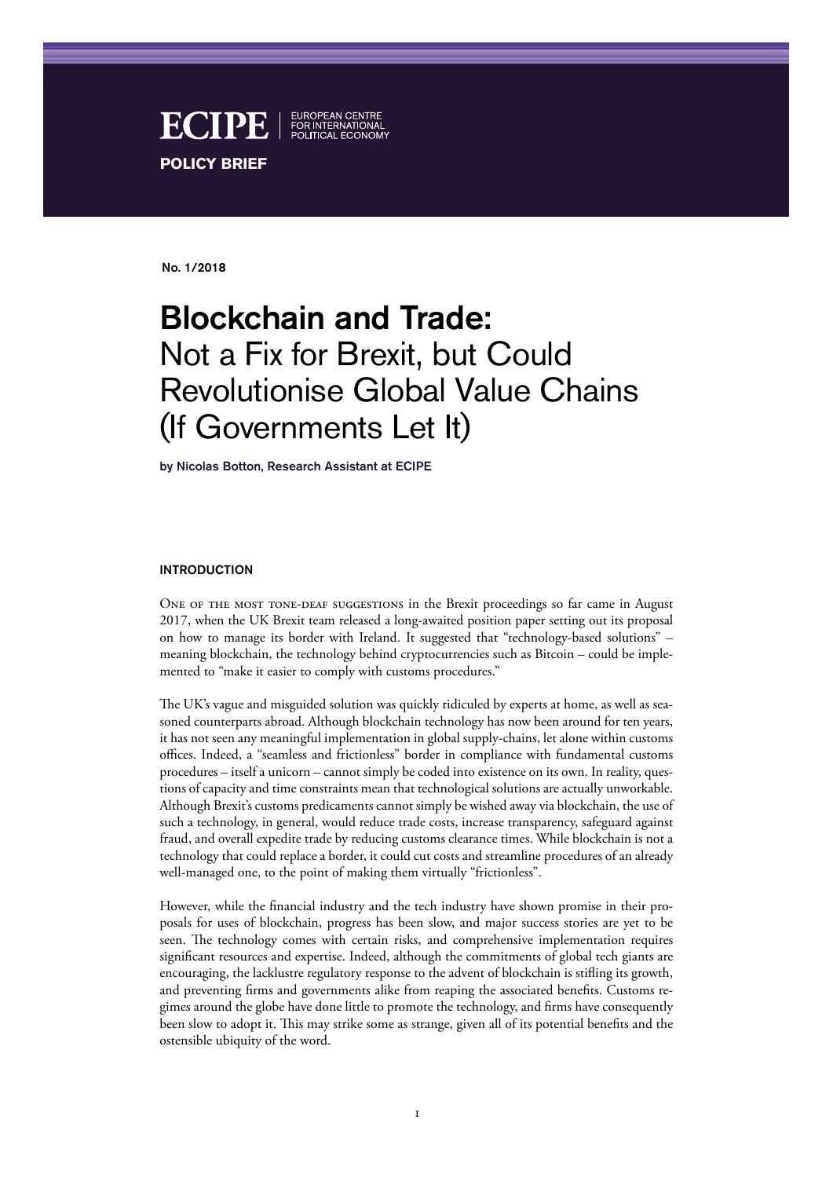**ECIPE** | EUROPEAN CENTRE FOR INTERNATIONAL POLITICAL ECONOMY

**POLICY BRIEF**

No. 1/2018

# Blockchain and Trade: Not a Fix for Brexit, but Could Revolutionise Global Value Chains (If Governments Let It)

**by Nicolas Botton, Research Assistant at ECIPE**

## INTRODUCTION

One of the most tone-deaf suggestions in the Brexit proceedings so far came in August 2017, when the UK Brexit team released a long-awaited position paper setting out its proposal on how to manage its border with Ireland. It suggested that "technology-based solutions" – meaning blockchain, the technology behind cryptocurrencies such as Bitcoin – could be implemented to "make it easier to comply with customs procedures."

The UK's vague and misguided solution was quickly ridiculed by experts at home, as well as seasoned counterparts abroad. Although blockchain technology has now been around for ten years, it has not seen any meaningful implementation in global supply-chains, let alone within customs offices. Indeed, a "seamless and frictionless" border in compliance with fundamental customs procedures – itself a unicorn – cannot simply be coded into existence on its own. In reality, questions of capacity and time constraints mean that technological solutions are actually unworkable. Although Brexit's customs predicaments cannot simply be wished away via blockchain, the use of such a technology, in general, would reduce trade costs, increase transparency, safeguard against fraud, and overall expedite trade by reducing customs clearance times. While blockchain is not a technology that could replace a border, it could cut costs and streamline procedures of an already well-managed one, to the point of making them virtually "frictionless".

However, while the financial industry and the tech industry have shown promise in their proposals for uses of blockchain, progress has been slow, and major success stories are yet to be seen. The technology comes with certain risks, and comprehensive implementation requires significant resources and expertise. Indeed, although the commitments of global tech giants are encouraging, the lacklustre regulatory response to the advent of blockchain is stifling its growth, and preventing firms and governments alike from reaping the associated benefits. Customs regimes around the globe have done little to promote the technology, and firms have consequently been slow to adopt it. This may strike some as strange, given all of its potential benefits and the ostensible ubiquity of the word.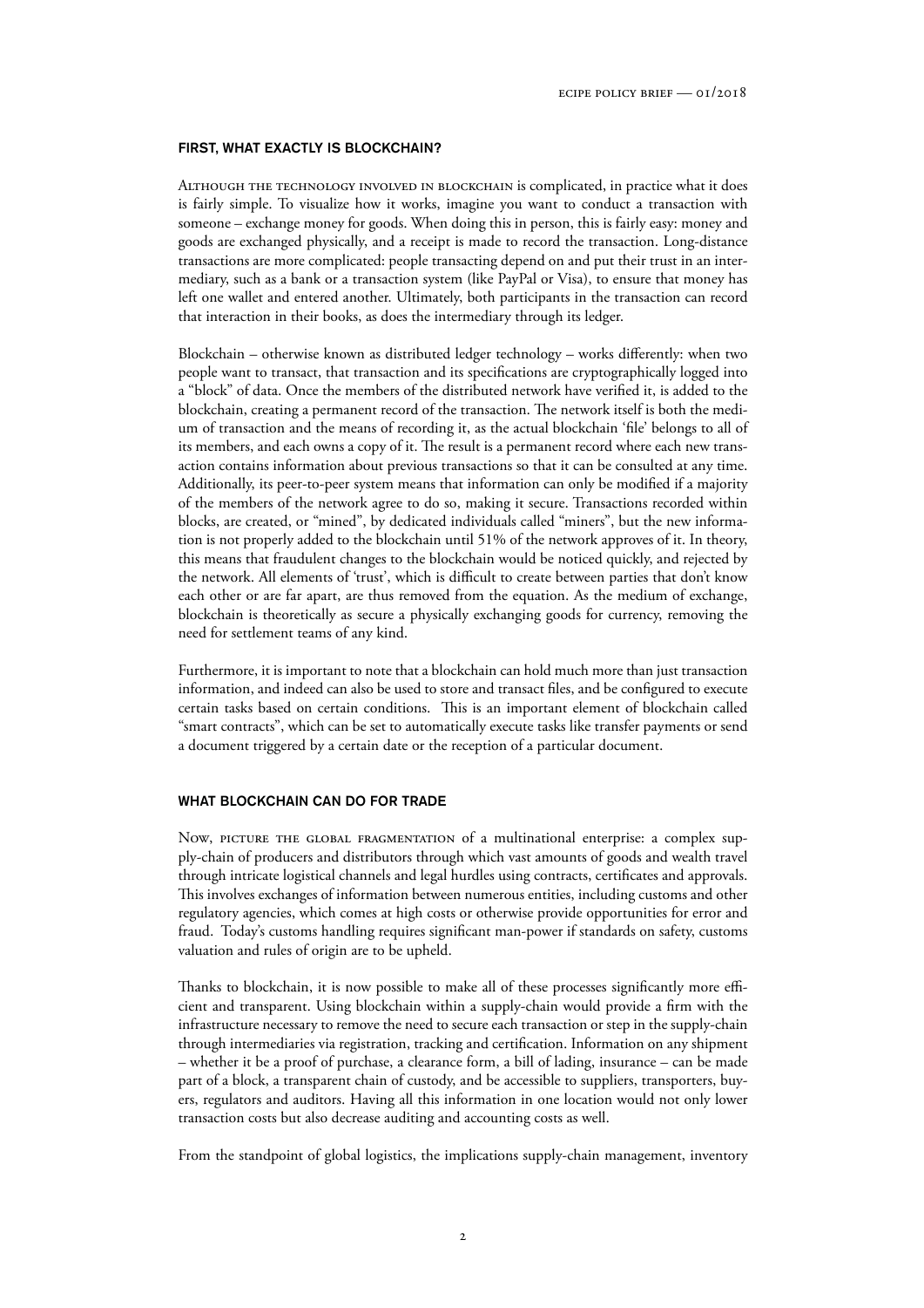## FIRST, WHAT EXACTLY IS BLOCKCHAIN?

Although the technology involved in blockchain is complicated, in practice what it does is fairly simple. To visualize how it works, imagine you want to conduct a transaction with someone – exchange money for goods. When doing this in person, this is fairly easy: money and goods are exchanged physically, and a receipt is made to record the transaction. Long-distance transactions are more complicated: people transacting depend on and put their trust in an intermediary, such as a bank or a transaction system (like PayPal or Visa), to ensure that money has left one wallet and entered another. Ultimately, both participants in the transaction can record that interaction in their books, as does the intermediary through its ledger.

Blockchain – otherwise known as distributed ledger technology – works differently: when two people want to transact, that transaction and its specifications are cryptographically logged into a "block" of data. Once the members of the distributed network have verified it, is added to the blockchain, creating a permanent record of the transaction. The network itself is both the medium of transaction and the means of recording it, as the actual blockchain 'file' belongs to all of its members, and each owns a copy of it. The result is a permanent record where each new transaction contains information about previous transactions so that it can be consulted at any time. Additionally, its peer-to-peer system means that information can only be modified if a majority of the members of the network agree to do so, making it secure. Transactions recorded within blocks, are created, or "mined", by dedicated individuals called "miners", but the new information is not properly added to the blockchain until 51% of the network approves of it. In theory, this means that fraudulent changes to the blockchain would be noticed quickly, and rejected by the network. All elements of 'trust', which is difficult to create between parties that don't know each other or are far apart, are thus removed from the equation. As the medium of exchange, blockchain is theoretically as secure a physically exchanging goods for currency, removing the need for settlement teams of any kind.

Furthermore, it is important to note that a blockchain can hold much more than just transaction information, and indeed can also be used to store and transact files, and be configured to execute certain tasks based on certain conditions. This is an important element of blockchain called "smart contracts", which can be set to automatically execute tasks like transfer payments or send a document triggered by a certain date or the reception of a particular document.

## WHAT BLOCKCHAIN CAN DO FOR TRADE

Now, picture the global fragmentation of a multinational enterprise: a complex supply-chain of producers and distributors through which vast amounts of goods and wealth travel through intricate logistical channels and legal hurdles using contracts, certificates and approvals. This involves exchanges of information between numerous entities, including customs and other regulatory agencies, which comes at high costs or otherwise provide opportunities for error and fraud. Today's customs handling requires significant man-power if standards on safety, customs valuation and rules of origin are to be upheld.

Thanks to blockchain, it is now possible to make all of these processes significantly more efficient and transparent. Using blockchain within a supply-chain would provide a firm with the infrastructure necessary to remove the need to secure each transaction or step in the supply-chain through intermediaries via registration, tracking and certification. Information on any shipment – whether it be a proof of purchase, a clearance form, a bill of lading, insurance – can be made part of a block, a transparent chain of custody, and be accessible to suppliers, transporters, buyers, regulators and auditors. Having all this information in one location would not only lower transaction costs but also decrease auditing and accounting costs as well.

From the standpoint of global logistics, the implications supply-chain management, inventory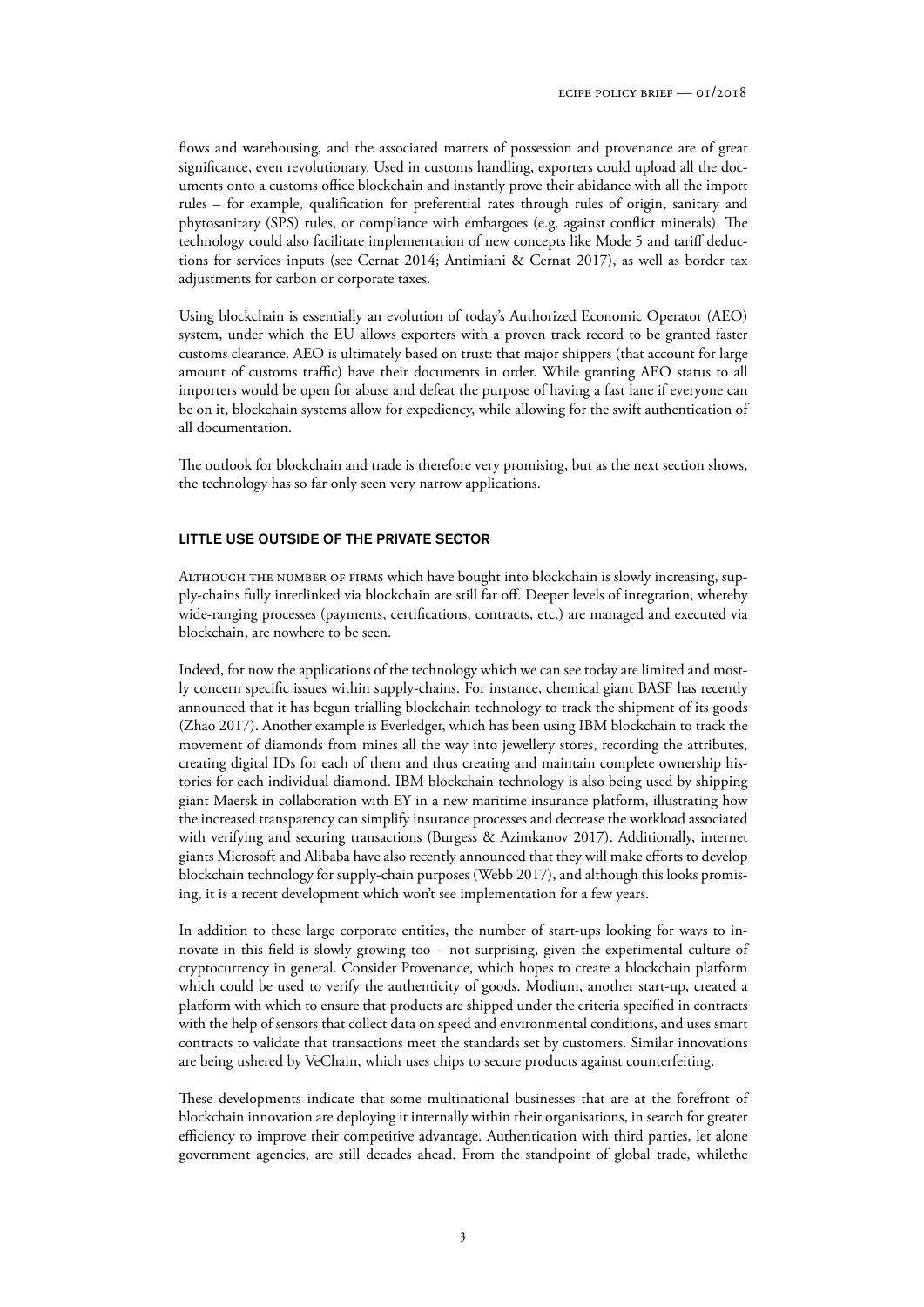flows and warehousing, and the associated matters of possession and provenance are of great significance, even revolutionary. Used in customs handling, exporters could upload all the documents onto a customs office blockchain and instantly prove their abidance with all the import rules – for example, qualification for preferential rates through rules of origin, sanitary and phytosanitary (SPS) rules, or compliance with embargoes (e.g. against conflict minerals). The technology could also facilitate implementation of new concepts like Mode 5 and tariff deductions for services inputs (see Cernat 2014; Antimiani & Cernat 2017), as well as border tax adjustments for carbon or corporate taxes.

Using blockchain is essentially an evolution of today's Authorized Economic Operator (AEO) system, under which the EU allows exporters with a proven track record to be granted faster customs clearance. AEO is ultimately based on trust: that major shippers (that account for large amount of customs traffic) have their documents in order. While granting AEO status to all importers would be open for abuse and defeat the purpose of having a fast lane if everyone can be on it, blockchain systems allow for expediency, while allowing for the swift authentication of all documentation.

The outlook for blockchain and trade is therefore very promising, but as the next section shows, the technology has so far only seen very narrow applications.

## LITTLE USE OUTSIDE OF THE PRIVATE SECTOR

Although the number of firms which have bought into blockchain is slowly increasing, supply-chains fully interlinked via blockchain are still far off. Deeper levels of integration, whereby wide-ranging processes (payments, certifications, contracts, etc.) are managed and executed via blockchain, are nowhere to be seen.

Indeed, for now the applications of the technology which we can see today are limited and mostly concern specific issues within supply-chains. For instance, chemical giant BASF has recently announced that it has begun trialling blockchain technology to track the shipment of its goods (Zhao 2017). Another example is Everledger, which has been using IBM blockchain to track the movement of diamonds from mines all the way into jewellery stores, recording the attributes, creating digital IDs for each of them and thus creating and maintain complete ownership histories for each individual diamond. IBM blockchain technology is also being used by shipping giant Maersk in collaboration with EY in a new maritime insurance platform, illustrating how the increased transparency can simplify insurance processes and decrease the workload associated with verifying and securing transactions (Burgess & Azimkanov 2017). Additionally, internet giants Microsoft and Alibaba have also recently announced that they will make efforts to develop blockchain technology for supply-chain purposes (Webb 2017), and although this looks promising, it is a recent development which won't see implementation for a few years.

In addition to these large corporate entities, the number of start-ups looking for ways to innovate in this field is slowly growing too – not surprising, given the experimental culture of cryptocurrency in general. Consider Provenance, which hopes to create a blockchain platform which could be used to verify the authenticity of goods. Modium, another start-up, created a platform with which to ensure that products are shipped under the criteria specified in contracts with the help of sensors that collect data on speed and environmental conditions, and uses smart contracts to validate that transactions meet the standards set by customers. Similar innovations are being ushered by VeChain, which uses chips to secure products against counterfeiting.

These developments indicate that some multinational businesses that are at the forefront of blockchain innovation are deploying it internally within their organisations, in search for greater efficiency to improve their competitive advantage. Authentication with third parties, let alone government agencies, are still decades ahead. From the standpoint of global trade, whilethe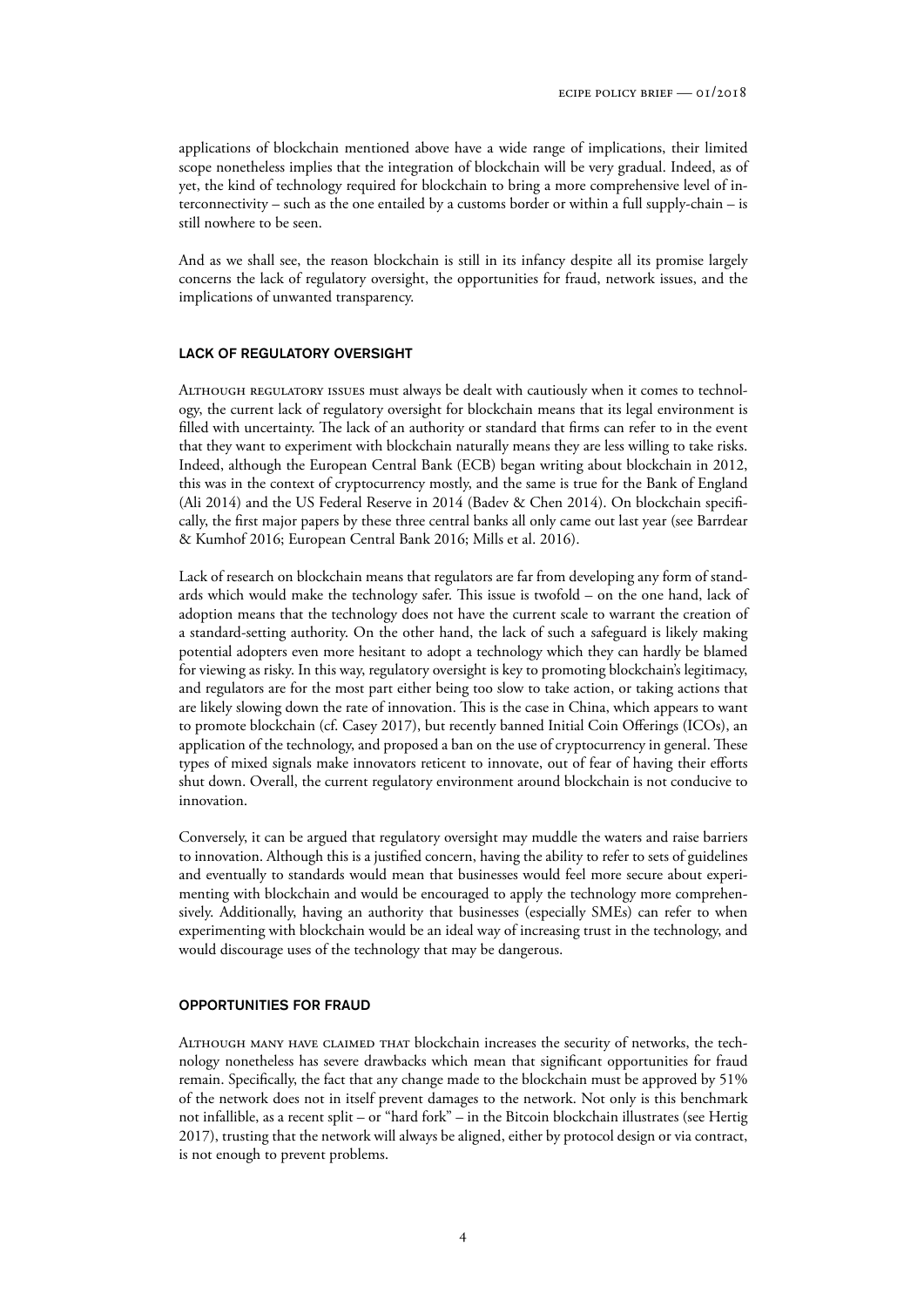applications of blockchain mentioned above have a wide range of implications, their limited scope nonetheless implies that the integration of blockchain will be very gradual. Indeed, as of yet, the kind of technology required for blockchain to bring a more comprehensive level of interconnectivity – such as the one entailed by a customs border or within a full supply-chain – is still nowhere to be seen.

And as we shall see, the reason blockchain is still in its infancy despite all its promise largely concerns the lack of regulatory oversight, the opportunities for fraud, network issues, and the implications of unwanted transparency.

#### LACK OF REGULATORY OVERSIGHT

Although regulatory issues must always be dealt with cautiously when it comes to technology, the current lack of regulatory oversight for blockchain means that its legal environment is filled with uncertainty. The lack of an authority or standard that firms can refer to in the event that they want to experiment with blockchain naturally means they are less willing to take risks. Indeed, although the European Central Bank (ECB) began writing about blockchain in 2012, this was in the context of cryptocurrency mostly, and the same is true for the Bank of England (Ali 2014) and the US Federal Reserve in 2014 (Badev & Chen 2014). On blockchain specifically, the first major papers by these three central banks all only came out last year (see Barrdear & Kumhof 2016; European Central Bank 2016; Mills et al. 2016).

Lack of research on blockchain means that regulators are far from developing any form of standards which would make the technology safer. This issue is twofold – on the one hand, lack of adoption means that the technology does not have the current scale to warrant the creation of a standard-setting authority. On the other hand, the lack of such a safeguard is likely making potential adopters even more hesitant to adopt a technology which they can hardly be blamed for viewing as risky. In this way, regulatory oversight is key to promoting blockchain's legitimacy, and regulators are for the most part either being too slow to take action, or taking actions that are likely slowing down the rate of innovation. This is the case in China, which appears to want to promote blockchain (cf. Casey 2017), but recently banned Initial Coin Offerings (ICOs), an application of the technology, and proposed a ban on the use of cryptocurrency in general. These types of mixed signals make innovators reticent to innovate, out of fear of having their efforts shut down. Overall, the current regulatory environment around blockchain is not conducive to innovation.

Conversely, it can be argued that regulatory oversight may muddle the waters and raise barriers to innovation. Although this is a justified concern, having the ability to refer to sets of guidelines and eventually to standards would mean that businesses would feel more secure about experimenting with blockchain and would be encouraged to apply the technology more comprehensively. Additionally, having an authority that businesses (especially SMEs) can refer to when experimenting with blockchain would be an ideal way of increasing trust in the technology, and would discourage uses of the technology that may be dangerous.

#### OPPORTUNITIES FOR FRAUD

Although many have claimed that blockchain increases the security of networks, the technology nonetheless has severe drawbacks which mean that significant opportunities for fraud remain. Specifically, the fact that any change made to the blockchain must be approved by 51% of the network does not in itself prevent damages to the network. Not only is this benchmark not infallible, as a recent split – or "hard fork" – in the Bitcoin blockchain illustrates (see Hertig 2017), trusting that the network will always be aligned, either by protocol design or via contract, is not enough to prevent problems.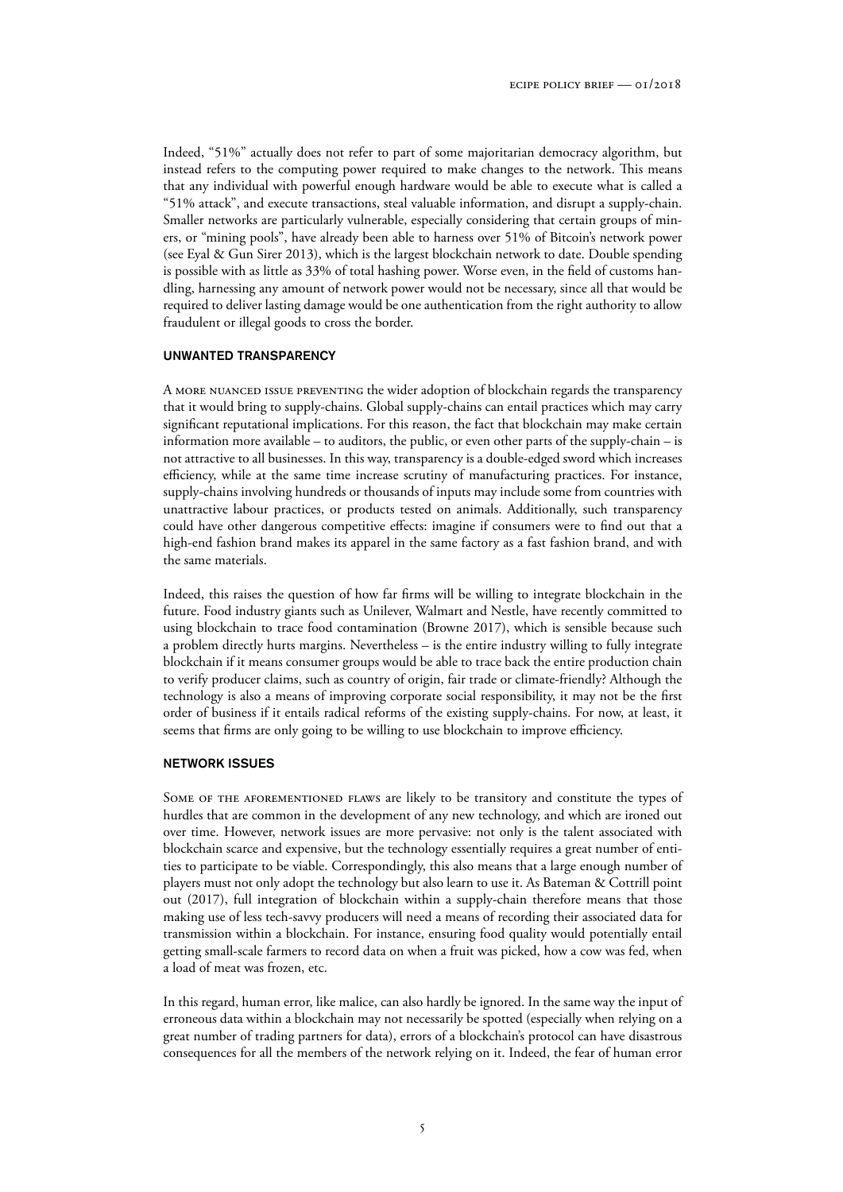Indeed, "51%" actually does not refer to part of some majoritarian democracy algorithm, but instead refers to the computing power required to make changes to the network. This means that any individual with powerful enough hardware would be able to execute what is called a "51% attack", and execute transactions, steal valuable information, and disrupt a supply-chain. Smaller networks are particularly vulnerable, especially considering that certain groups of miners, or "mining pools", have already been able to harness over 51% of Bitcoin's network power (see Eyal & Gun Sirer 2013), which is the largest blockchain network to date. Double spending is possible with as little as 33% of total hashing power. Worse even, in the field of customs handling, harnessing any amount of network power would not be necessary, since all that would be required to deliver lasting damage would be one authentication from the right authority to allow fraudulent or illegal goods to cross the border.

### UNWANTED TRANSPARENCY

A more nuanced issue preventing the wider adoption of blockchain regards the transparency that it would bring to supply-chains. Global supply-chains can entail practices which may carry significant reputational implications. For this reason, the fact that blockchain may make certain information more available – to auditors, the public, or even other parts of the supply-chain – is not attractive to all businesses. In this way, transparency is a double-edged sword which increases efficiency, while at the same time increase scrutiny of manufacturing practices. For instance, supply-chains involving hundreds or thousands of inputs may include some from countries with unattractive labour practices, or products tested on animals. Additionally, such transparency could have other dangerous competitive effects: imagine if consumers were to find out that a high-end fashion brand makes its apparel in the same factory as a fast fashion brand, and with the same materials.

Indeed, this raises the question of how far firms will be willing to integrate blockchain in the future. Food industry giants such as Unilever, Walmart and Nestle, have recently committed to using blockchain to trace food contamination (Browne 2017), which is sensible because such a problem directly hurts margins. Nevertheless – is the entire industry willing to fully integrate blockchain if it means consumer groups would be able to trace back the entire production chain to verify producer claims, such as country of origin, fair trade or climate-friendly? Although the technology is also a means of improving corporate social responsibility, it may not be the first order of business if it entails radical reforms of the existing supply-chains. For now, at least, it seems that firms are only going to be willing to use blockchain to improve efficiency.

### NETWORK ISSUES

Some of the aforementioned flaws are likely to be transitory and constitute the types of hurdles that are common in the development of any new technology, and which are ironed out over time. However, network issues are more pervasive: not only is the talent associated with blockchain scarce and expensive, but the technology essentially requires a great number of entities to participate to be viable. Correspondingly, this also means that a large enough number of players must not only adopt the technology but also learn to use it. As Bateman & Cottrill point out (2017), full integration of blockchain within a supply-chain therefore means that those making use of less tech-savvy producers will need a means of recording their associated data for transmission within a blockchain. For instance, ensuring food quality would potentially entail getting small-scale farmers to record data on when a fruit was picked, how a cow was fed, when a load of meat was frozen, etc.

In this regard, human error, like malice, can also hardly be ignored. In the same way the input of erroneous data within a blockchain may not necessarily be spotted (especially when relying on a great number of trading partners for data), errors of a blockchain's protocol can have disastrous consequences for all the members of the network relying on it. Indeed, the fear of human error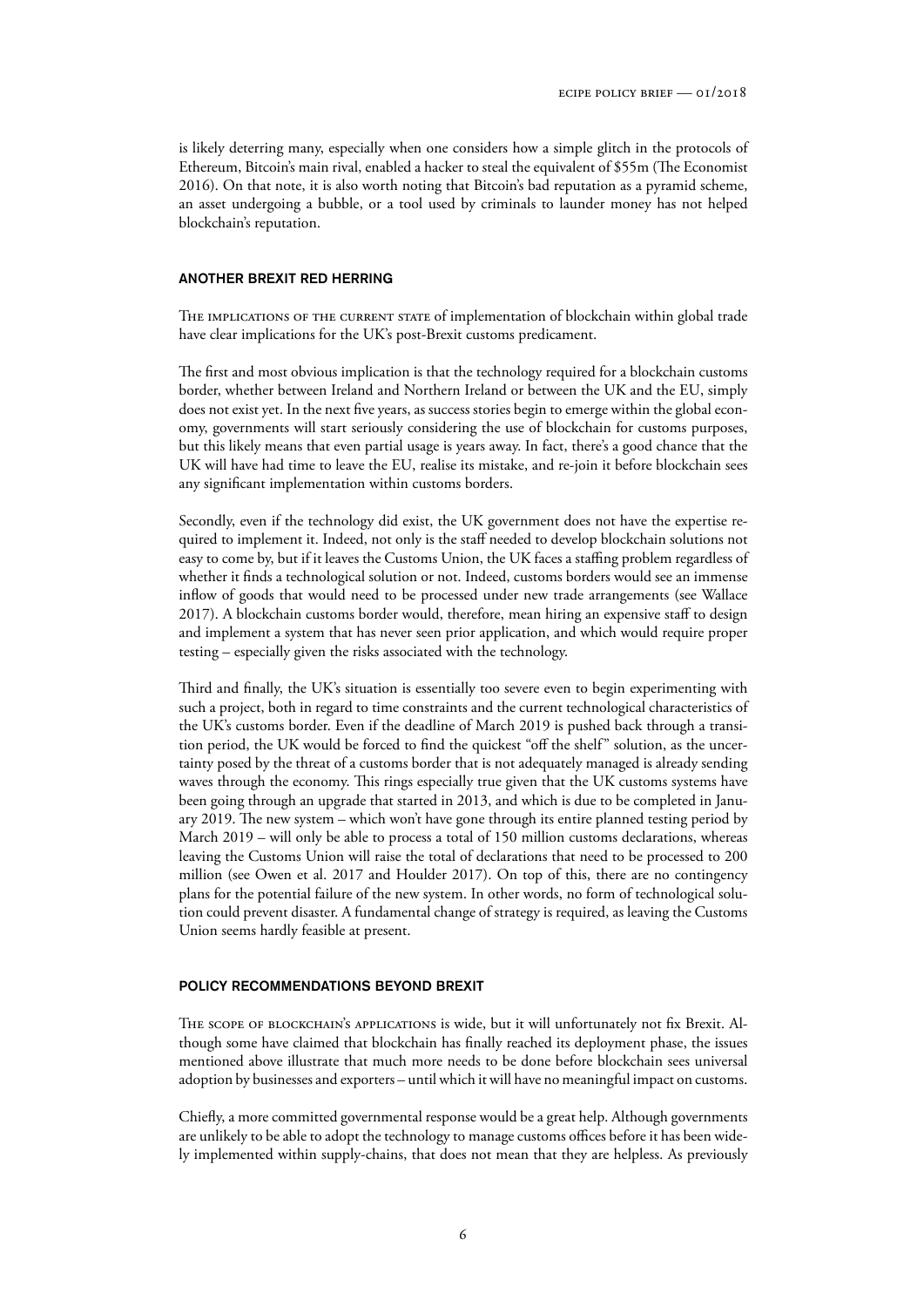is likely deterring many, especially when one considers how a simple glitch in the protocols of Ethereum, Bitcoin's main rival, enabled a hacker to steal the equivalent of $55m (The Economist 2016). On that note, it is also worth noting that Bitcoin's bad reputation as a pyramid scheme, an asset undergoing a bubble, or a tool used by criminals to launder money has not helped blockchain's reputation.

## ANOTHER BREXIT RED HERRING

The implications of the current state of implementation of blockchain within global trade have clear implications for the UK's post-Brexit customs predicament.

The first and most obvious implication is that the technology required for a blockchain customs border, whether between Ireland and Northern Ireland or between the UK and the EU, simply does not exist yet. In the next five years, as success stories begin to emerge within the global economy, governments will start seriously considering the use of blockchain for customs purposes, but this likely means that even partial usage is years away. In fact, there's a good chance that the UK will have had time to leave the EU, realise its mistake, and re-join it before blockchain sees any significant implementation within customs borders.

Secondly, even if the technology did exist, the UK government does not have the expertise required to implement it. Indeed, not only is the staff needed to develop blockchain solutions not easy to come by, but if it leaves the Customs Union, the UK faces a staffing problem regardless of whether it finds a technological solution or not. Indeed, customs borders would see an immense inflow of goods that would need to be processed under new trade arrangements (see Wallace 2017). A blockchain customs border would, therefore, mean hiring an expensive staff to design and implement a system that has never seen prior application, and which would require proper testing – especially given the risks associated with the technology.

Third and finally, the UK's situation is essentially too severe even to begin experimenting with such a project, both in regard to time constraints and the current technological characteristics of the UK's customs border. Even if the deadline of March 2019 is pushed back through a transition period, the UK would be forced to find the quickest "off the shelf" solution, as the uncertainty posed by the threat of a customs border that is not adequately managed is already sending waves through the economy. This rings especially true given that the UK customs systems have been going through an upgrade that started in 2013, and which is due to be completed in January 2019. The new system – which won't have gone through its entire planned testing period by March 2019 – will only be able to process a total of 150 million customs declarations, whereas leaving the Customs Union will raise the total of declarations that need to be processed to 200 million (see Owen et al. 2017 and Houlder 2017). On top of this, there are no contingency plans for the potential failure of the new system. In other words, no form of technological solution could prevent disaster. A fundamental change of strategy is required, as leaving the Customs Union seems hardly feasible at present.

## POLICY RECOMMENDATIONS BEYOND BREXIT

The scope of blockchain's applications is wide, but it will unfortunately not fix Brexit. Although some have claimed that blockchain has finally reached its deployment phase, the issues mentioned above illustrate that much more needs to be done before blockchain sees universal adoption by businesses and exporters – until which it will have no meaningful impact on customs.

Chiefly, a more committed governmental response would be a great help. Although governments are unlikely to be able to adopt the technology to manage customs offices before it has been widely implemented within supply-chains, that does not mean that they are helpless. As previously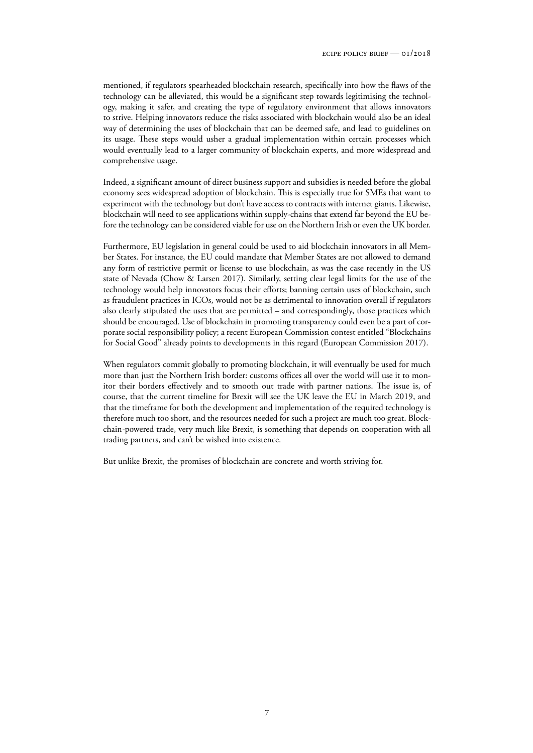mentioned, if regulators spearheaded blockchain research, specifically into how the flaws of the technology can be alleviated, this would be a significant step towards legitimising the technology, making it safer, and creating the type of regulatory environment that allows innovators to strive. Helping innovators reduce the risks associated with blockchain would also be an ideal way of determining the uses of blockchain that can be deemed safe, and lead to guidelines on its usage. These steps would usher a gradual implementation within certain processes which would eventually lead to a larger community of blockchain experts, and more widespread and comprehensive usage.

Indeed, a significant amount of direct business support and subsidies is needed before the global economy sees widespread adoption of blockchain. This is especially true for SMEs that want to experiment with the technology but don't have access to contracts with internet giants. Likewise, blockchain will need to see applications within supply-chains that extend far beyond the EU before the technology can be considered viable for use on the Northern Irish or even the UK border.

Furthermore, EU legislation in general could be used to aid blockchain innovators in all Member States. For instance, the EU could mandate that Member States are not allowed to demand any form of restrictive permit or license to use blockchain, as was the case recently in the US state of Nevada (Chow & Larsen 2017). Similarly, setting clear legal limits for the use of the technology would help innovators focus their efforts; banning certain uses of blockchain, such as fraudulent practices in ICOs, would not be as detrimental to innovation overall if regulators also clearly stipulated the uses that are permitted – and correspondingly, those practices which should be encouraged. Use of blockchain in promoting transparency could even be a part of corporate social responsibility policy; a recent European Commission contest entitled "Blockchains for Social Good" already points to developments in this regard (European Commission 2017).

When regulators commit globally to promoting blockchain, it will eventually be used for much more than just the Northern Irish border: customs offices all over the world will use it to monitor their borders effectively and to smooth out trade with partner nations. The issue is, of course, that the current timeline for Brexit will see the UK leave the EU in March 2019, and that the timeframe for both the development and implementation of the required technology is therefore much too short, and the resources needed for such a project are much too great. Blockchain-powered trade, very much like Brexit, is something that depends on cooperation with all trading partners, and can't be wished into existence.

But unlike Brexit, the promises of blockchain are concrete and worth striving for.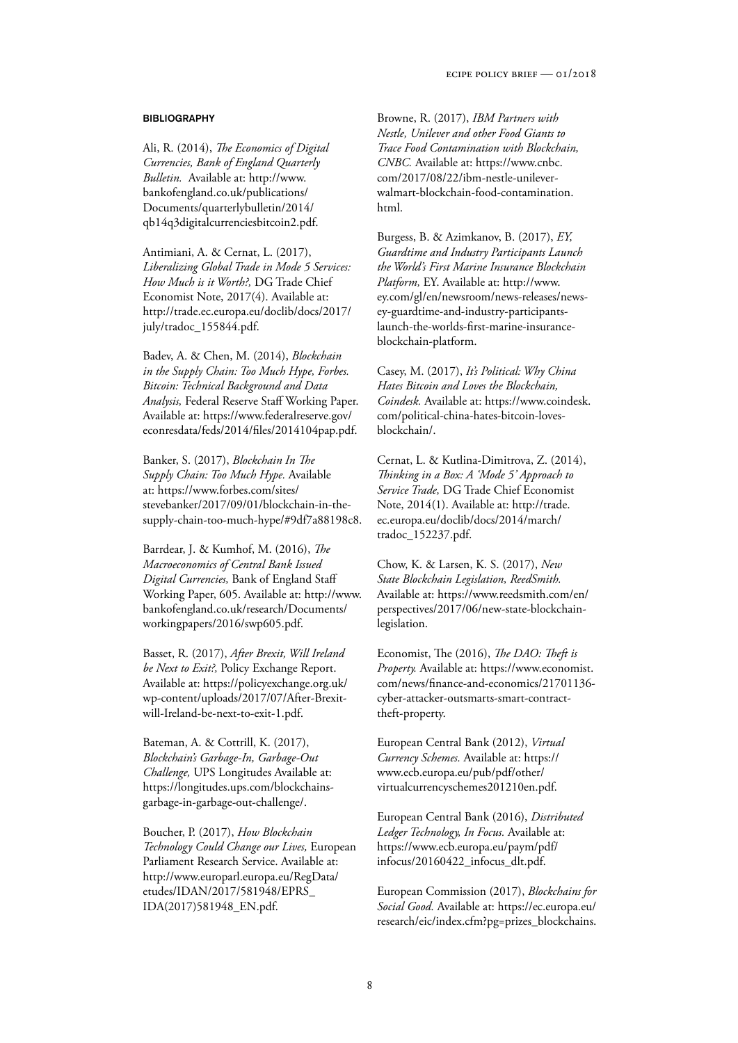## BIBLIOGRAPHY

Ali, R. (2014), *The Economics of Digital Currencies, Bank of England Quarterly Bulletin.* Available at: http://www.bankofengland.co.uk/publications/Documents/quarterlybulletin/2014/qb14q3digitalcurrenciesbitcoin2.pdf.

Antimiani, A. & Cernat, L. (2017), *Liberalizing Global Trade in Mode 5 Services: How Much is it Worth?,* DG Trade Chief Economist Note, 2017(4). Available at: http://trade.ec.europa.eu/doclib/docs/2017/july/tradoc_155844.pdf.

Badev, A. & Chen, M. (2014), *Blockchain in the Supply Chain: Too Much Hype, Forbes. Bitcoin: Technical Background and Data Analysis,* Federal Reserve Staff Working Paper. Available at: https://www.federalreserve.gov/econresdata/feds/2014/files/2014104pap.pdf.

Banker, S. (2017), *Blockchain In The Supply Chain: Too Much Hype.* Available at: https://www.forbes.com/sites/stevebanker/2017/09/01/blockchain-in-the-supply-chain-too-much-hype/#9df7a88198c8.

Barrdear, J. & Kumhof, M. (2016), *The Macroeconomics of Central Bank Issued Digital Currencies,* Bank of England Staff Working Paper, 605. Available at: http://www.bankofengland.co.uk/research/Documents/workingpapers/2016/swp605.pdf.

Basset, R. (2017), *After Brexit, Will Ireland be Next to Exit?,* Policy Exchange Report. Available at: https://policyexchange.org.uk/wp-content/uploads/2017/07/After-Brexit-will-Ireland-be-next-to-exit-1.pdf.

Bateman, A. & Cottrill, K. (2017), *Blockchain's Garbage-In, Garbage-Out Challenge,* UPS Longitudes Available at: https://longitudes.ups.com/blockchains-garbage-in-garbage-out-challenge/.

Boucher, P. (2017), *How Blockchain Technology Could Change our Lives,* European Parliament Research Service. Available at: http://www.europarl.europa.eu/RegData/etudes/IDAN/2017/581948/EPRS_IDA(2017)581948_EN.pdf.

Browne, R. (2017), *IBM Partners with Nestle, Unilever and other Food Giants to Trace Food Contamination with Blockchain, CNBC.* Available at: https://www.cnbc.com/2017/08/22/ibm-nestle-unilever-walmart-blockchain-food-contamination.html.

Burgess, B. & Azimkanov, B. (2017), *EY, Guardtime and Industry Participants Launch the World's First Marine Insurance Blockchain Platform,* EY. Available at: http://www.ey.com/gl/en/newsroom/news-releases/news-ey-guardtime-and-industry-participants-launch-the-worlds-first-marine-insurance-blockchain-platform.

Casey, M. (2017), *It's Political: Why China Hates Bitcoin and Loves the Blockchain, Coindesk.* Available at: https://www.coindesk.com/political-china-hates-bitcoin-loves-blockchain/.

Cernat, L. & Kutlina-Dimitrova, Z. (2014), *Thinking in a Box: A 'Mode 5' Approach to Service Trade,* DG Trade Chief Economist Note, 2014(1). Available at: http://trade.ec.europa.eu/doclib/docs/2014/march/tradoc_152237.pdf.

Chow, K. & Larsen, K. S. (2017), *New State Blockchain Legislation, ReedSmith.* Available at: https://www.reedsmith.com/en/perspectives/2017/06/new-state-blockchain-legislation.

Economist, The (2016), *The DAO: Theft is Property.* Available at: https://www.economist.com/news/finance-and-economics/21701136-cyber-attacker-outsmarts-smart-contract-theft-property.

European Central Bank (2012), *Virtual Currency Schemes.* Available at: https://www.ecb.europa.eu/pub/pdf/other/virtualcurrencyschemes201210en.pdf.

European Central Bank (2016), *Distributed Ledger Technology, In Focus.* Available at: https://www.ecb.europa.eu/paym/pdf/infocus/20160422_infocus_dlt.pdf.

European Commission (2017), *Blockchains for Social Good.* Available at: https://ec.europa.eu/research/eic/index.cfm?pg=prizes_blockchains.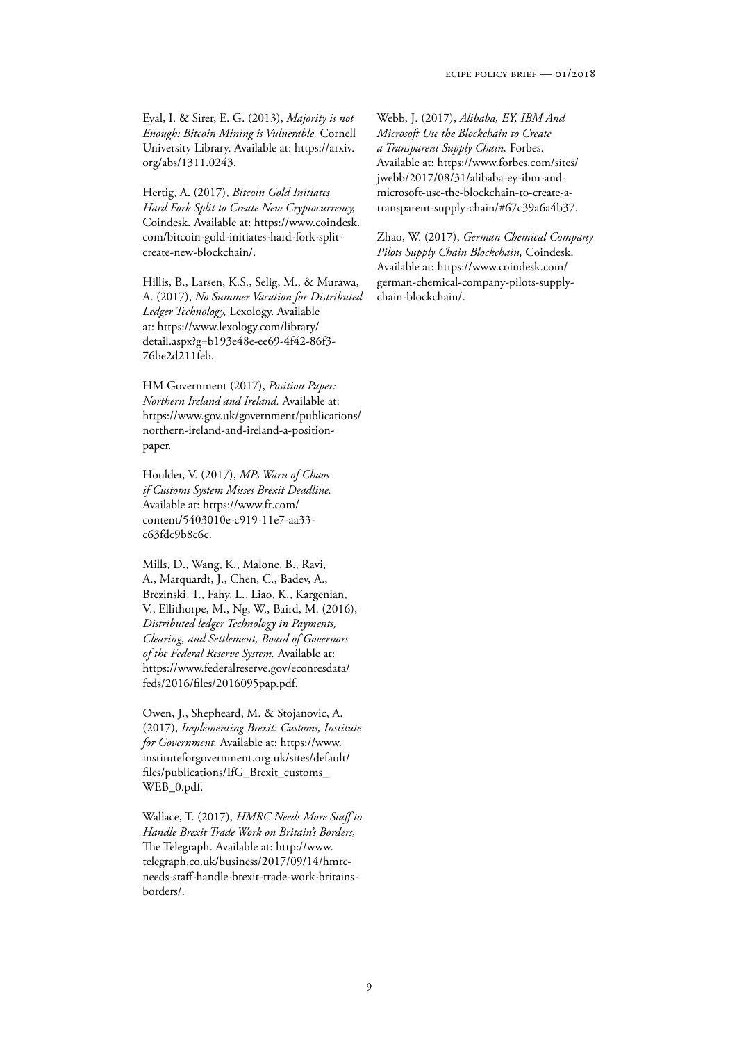Eyal, I. & Sirer, E. G. (2013), *Majority is not Enough: Bitcoin Mining is Vulnerable,* Cornell University Library. Available at: https://arxiv.org/abs/1311.0243.

Hertig, A. (2017), *Bitcoin Gold Initiates Hard Fork Split to Create New Cryptocurrency,* Coindesk. Available at: https://www.coindesk.com/bitcoin-gold-initiates-hard-fork-split-create-new-blockchain/.

Hillis, B., Larsen, K.S., Selig, M., & Murawa, A. (2017), *No Summer Vacation for Distributed Ledger Technology,* Lexology. Available at: https://www.lexology.com/library/detail.aspx?g=b193e48e-ee69-4f42-86f3-76be2d211feb.

HM Government (2017), *Position Paper: Northern Ireland and Ireland.* Available at: https://www.gov.uk/government/publications/northern-ireland-and-ireland-a-position-paper.

Houlder, V. (2017), *MPs Warn of Chaos if Customs System Misses Brexit Deadline.* Available at: https://www.ft.com/content/5403010e-c919-11e7-aa33-c63fdc9b8c6c.

Mills, D., Wang, K., Malone, B., Ravi, A., Marquardt, J., Chen, C., Badev, A., Brezinski, T., Fahy, L., Liao, K., Kargenian, V., Ellithorpe, M., Ng, W., Baird, M. (2016), *Distributed ledger Technology in Payments, Clearing, and Settlement, Board of Governors of the Federal Reserve System.* Available at: https://www.federalreserve.gov/econresdata/feds/2016/files/2016095pap.pdf.

Owen, J., Shepheard, M. & Stojanovic, A. (2017), *Implementing Brexit: Customs, Institute for Government.* Available at: https://www.instituteforgovernment.org.uk/sites/default/files/publications/IfG_Brexit_customs_WEB_0.pdf.

Wallace, T. (2017), *HMRC Needs More Staff to Handle Brexit Trade Work on Britain's Borders,* The Telegraph. Available at: http://www.telegraph.co.uk/business/2017/09/14/hmrc-needs-staff-handle-brexit-trade-work-britains-borders/.

Webb, J. (2017), *Alibaba, EY, IBM And Microsoft Use the Blockchain to Create a Transparent Supply Chain,* Forbes. Available at: https://www.forbes.com/sites/jwebb/2017/08/31/alibaba-ey-ibm-and-microsoft-use-the-blockchain-to-create-a-transparent-supply-chain/#67c39a6a4b37.

Zhao, W. (2017), *German Chemical Company Pilots Supply Chain Blockchain,* Coindesk. Available at: https://www.coindesk.com/german-chemical-company-pilots-supply-chain-blockchain/.